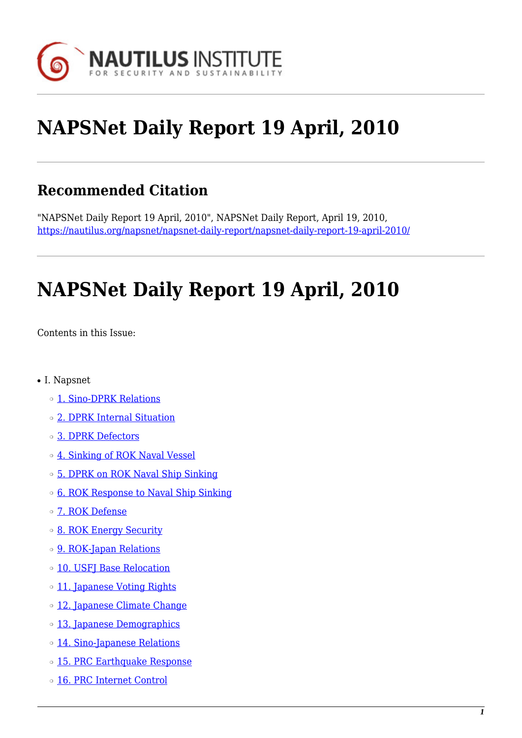# NAPSNet Daily Report 19 April, 2010

## Recommended Citation

"NAPSNet Daily Report 19 April, 2010", NAPSNet Daily Report, April 19, 2010, https://nautilus.org/napsnet/napsnet-daily-report/napsnet-daily-report-19-april-2010/

# NAPSNet Daily Report 19 April, 2010

Contents in this Issue:

- I. Napsnet
  - 1. Sino-DPRK Relations
  - 2. DPRK Internal Situation
  - 3. DPRK Defectors
  - 4. Sinking of ROK Naval Vessel
  - 5. DPRK on ROK Naval Ship Sinking
  - 6. ROK Response to Naval Ship Sinking
  - 7. ROK Defense
  - 8. ROK Energy Security
  - 9. ROK-Japan Relations
  - 10. USFJ Base Relocation
  - 11. Japanese Voting Rights
  - 12. Japanese Climate Change
  - 13. Japanese Demographics
  - 14. Sino-Japanese Relations
  - 15. PRC Earthquake Response
  - 16. PRC Internet Control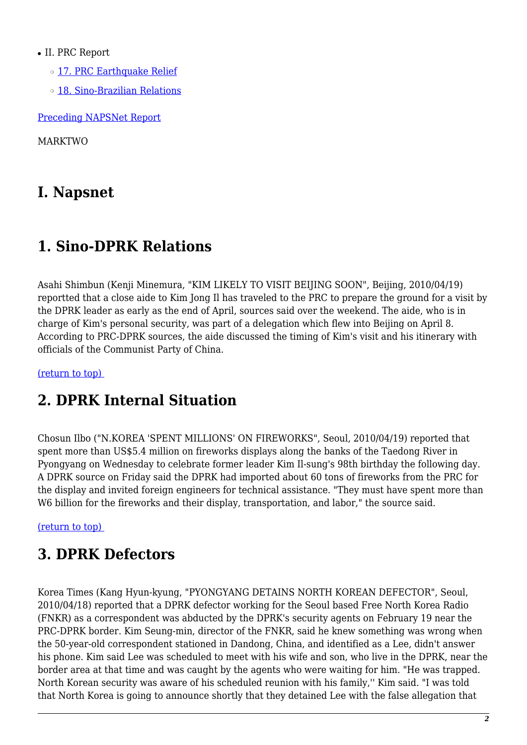- II. PRC Report
  - [17. PRC Earthquake Relief]
  - [18. Sino-Brazilian Relations]

[Preceding NAPSNet Report]

MARKTWO

## I. Napsnet

## 1. Sino-DPRK Relations

Asahi Shimbun (Kenji Minemura, "KIM LIKELY TO VISIT BEIJING SOON", Beijing, 2010/04/19) reportted that a close aide to Kim Jong Il has traveled to the PRC to prepare the ground for a visit by the DPRK leader as early as the end of April, sources said over the weekend. The aide, who is in charge of Kim's personal security, was part of a delegation which flew into Beijing on April 8. According to PRC-DPRK sources, the aide discussed the timing of Kim's visit and his itinerary with officials of the Communist Party of China.

[(return to top)]

## 2. DPRK Internal Situation

Chosun Ilbo ("N.KOREA 'SPENT MILLIONS' ON FIREWORKS", Seoul, 2010/04/19) reported that spent more than US$5.4 million on fireworks displays along the banks of the Taedong River in Pyongyang on Wednesday to celebrate former leader Kim Il-sung's 98th birthday the following day. A DPRK source on Friday said the DPRK had imported about 60 tons of fireworks from the PRC for the display and invited foreign engineers for technical assistance. "They must have spent more than W6 billion for the fireworks and their display, transportation, and labor," the source said.

[(return to top)]

## 3. DPRK Defectors

Korea Times (Kang Hyun-kyung, "PYONGYANG DETAINS NORTH KOREAN DEFECTOR", Seoul, 2010/04/18) reported that a DPRK defector working for the Seoul based Free North Korea Radio (FNKR) as a correspondent was abducted by the DPRK's security agents on February 19 near the PRC-DPRK border. Kim Seung-min, director of the FNKR, said he knew something was wrong when the 50-year-old correspondent stationed in Dandong, China, and identified as a Lee, didn't answer his phone. Kim said Lee was scheduled to meet with his wife and son, who live in the DPRK, near the border area at that time and was caught by the agents who were waiting for him. "He was trapped. North Korean security was aware of his scheduled reunion with his family,'' Kim said. "I was told that North Korea is going to announce shortly that they detained Lee with the false allegation that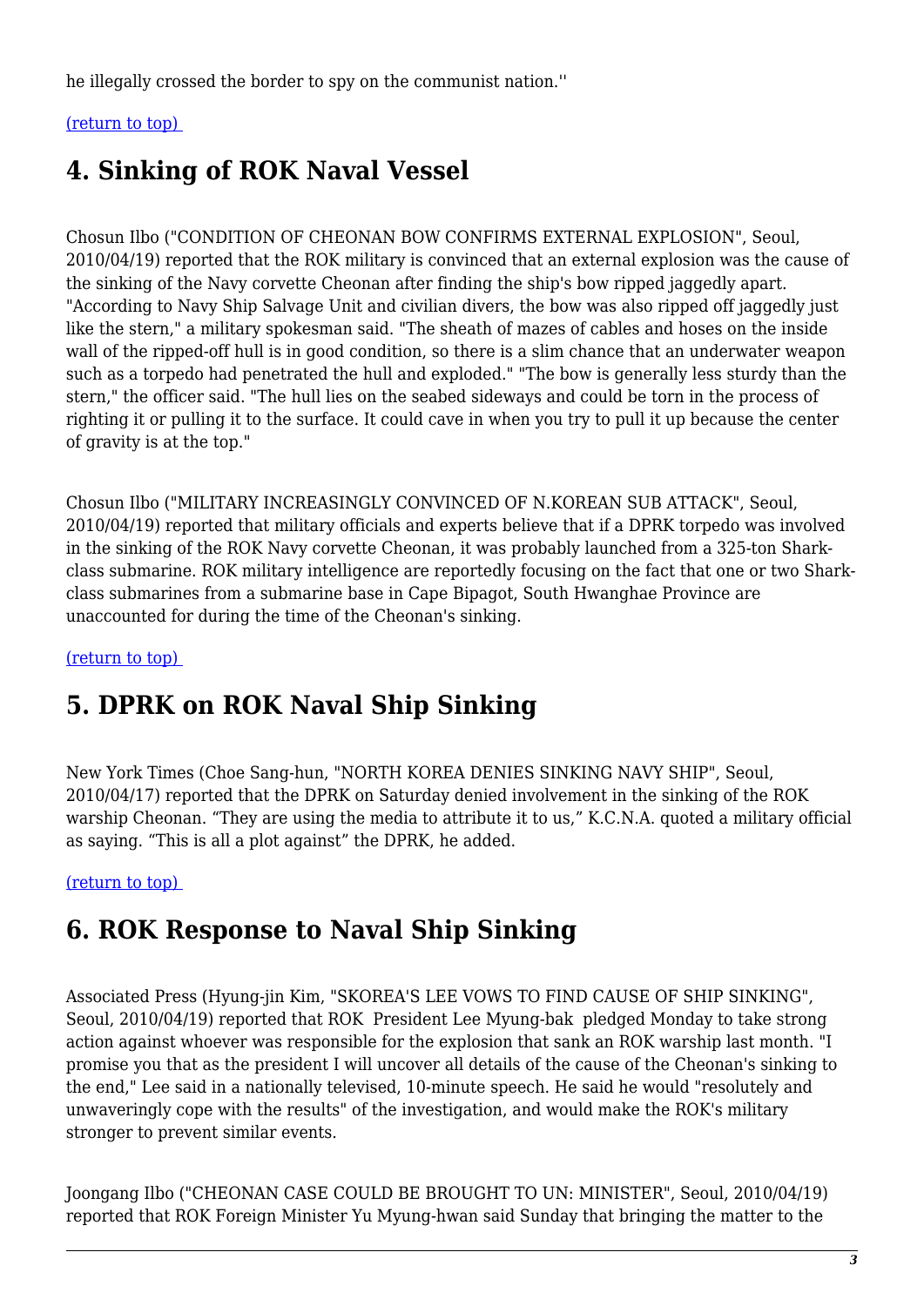he illegally crossed the border to spy on the communist nation.''

(return to top)

## 4. Sinking of ROK Naval Vessel

Chosun Ilbo ("CONDITION OF CHEONAN BOW CONFIRMS EXTERNAL EXPLOSION", Seoul, 2010/04/19) reported that the ROK military is convinced that an external explosion was the cause of the sinking of the Navy corvette Cheonan after finding the ship's bow ripped jaggedly apart. "According to Navy Ship Salvage Unit and civilian divers, the bow was also ripped off jaggedly just like the stern," a military spokesman said. "The sheath of mazes of cables and hoses on the inside wall of the ripped-off hull is in good condition, so there is a slim chance that an underwater weapon such as a torpedo had penetrated the hull and exploded." "The bow is generally less sturdy than the stern," the officer said. "The hull lies on the seabed sideways and could be torn in the process of righting it or pulling it to the surface. It could cave in when you try to pull it up because the center of gravity is at the top."

Chosun Ilbo ("MILITARY INCREASINGLY CONVINCED OF N.KOREAN SUB ATTACK", Seoul, 2010/04/19) reported that military officials and experts believe that if a DPRK torpedo was involved in the sinking of the ROK Navy corvette Cheonan, it was probably launched from a 325-ton Shark-class submarine. ROK military intelligence are reportedly focusing on the fact that one or two Shark-class submarines from a submarine base in Cape Bipagot, South Hwanghae Province are unaccounted for during the time of the Cheonan's sinking.

(return to top)

## 5. DPRK on ROK Naval Ship Sinking

New York Times (Choe Sang-hun, "NORTH KOREA DENIES SINKING NAVY SHIP", Seoul, 2010/04/17) reported that the DPRK on Saturday denied involvement in the sinking of the ROK warship Cheonan. “They are using the media to attribute it to us,” K.C.N.A. quoted a military official as saying. “This is all a plot against” the DPRK, he added.

(return to top)

## 6. ROK Response to Naval Ship Sinking

Associated Press (Hyung-jin Kim, "SKOREA'S LEE VOWS TO FIND CAUSE OF SHIP SINKING", Seoul, 2010/04/19) reported that ROK President Lee Myung-bak pledged Monday to take strong action against whoever was responsible for the explosion that sank an ROK warship last month. "I promise you that as the president I will uncover all details of the cause of the Cheonan's sinking to the end," Lee said in a nationally televised, 10-minute speech. He said he would "resolutely and unwaveringly cope with the results" of the investigation, and would make the ROK's military stronger to prevent similar events.

Joongang Ilbo ("CHEONAN CASE COULD BE BROUGHT TO UN: MINISTER", Seoul, 2010/04/19) reported that ROK Foreign Minister Yu Myung-hwan said Sunday that bringing the matter to the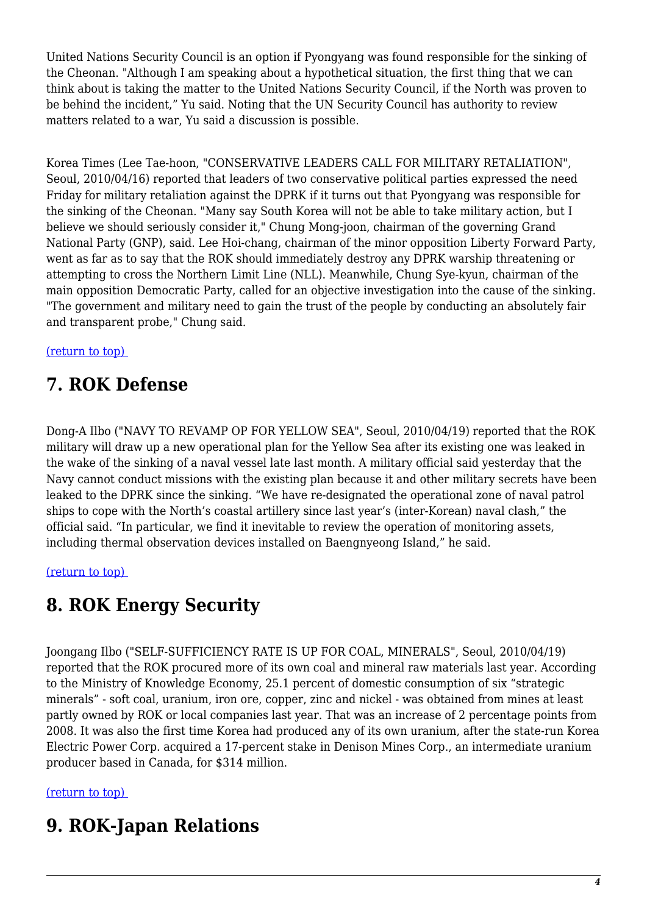United Nations Security Council is an option if Pyongyang was found responsible for the sinking of the Cheonan. "Although I am speaking about a hypothetical situation, the first thing that we can think about is taking the matter to the United Nations Security Council, if the North was proven to be behind the incident," Yu said. Noting that the UN Security Council has authority to review matters related to a war, Yu said a discussion is possible.

Korea Times (Lee Tae-hoon, "CONSERVATIVE LEADERS CALL FOR MILITARY RETALIATION", Seoul, 2010/04/16) reported that leaders of two conservative political parties expressed the need Friday for military retaliation against the DPRK if it turns out that Pyongyang was responsible for the sinking of the Cheonan. "Many say South Korea will not be able to take military action, but I believe we should seriously consider it," Chung Mong-joon, chairman of the governing Grand National Party (GNP), said. Lee Hoi-chang, chairman of the minor opposition Liberty Forward Party, went as far as to say that the ROK should immediately destroy any DPRK warship threatening or attempting to cross the Northern Limit Line (NLL). Meanwhile, Chung Sye-kyun, chairman of the main opposition Democratic Party, called for an objective investigation into the cause of the sinking. "The government and military need to gain the trust of the people by conducting an absolutely fair and transparent probe," Chung said.

(return to top)

## 7. ROK Defense

Dong-A Ilbo ("NAVY TO REVAMP OP FOR YELLOW SEA", Seoul, 2010/04/19) reported that the ROK military will draw up a new operational plan for the Yellow Sea after its existing one was leaked in the wake of the sinking of a naval vessel late last month. A military official said yesterday that the Navy cannot conduct missions with the existing plan because it and other military secrets have been leaked to the DPRK since the sinking. "We have re-designated the operational zone of naval patrol ships to cope with the North's coastal artillery since last year's (inter-Korean) naval clash," the official said. "In particular, we find it inevitable to review the operation of monitoring assets, including thermal observation devices installed on Baengnyeong Island," he said.

(return to top)

## 8. ROK Energy Security

Joongang Ilbo ("SELF-SUFFICIENCY RATE IS UP FOR COAL, MINERALS", Seoul, 2010/04/19) reported that the ROK procured more of its own coal and mineral raw materials last year. According to the Ministry of Knowledge Economy, 25.1 percent of domestic consumption of six "strategic minerals" - soft coal, uranium, iron ore, copper, zinc and nickel - was obtained from mines at least partly owned by ROK or local companies last year. That was an increase of 2 percentage points from 2008. It was also the first time Korea had produced any of its own uranium, after the state-run Korea Electric Power Corp. acquired a 17-percent stake in Denison Mines Corp., an intermediate uranium producer based in Canada, for $314 million.

(return to top)

## 9. ROK-Japan Relations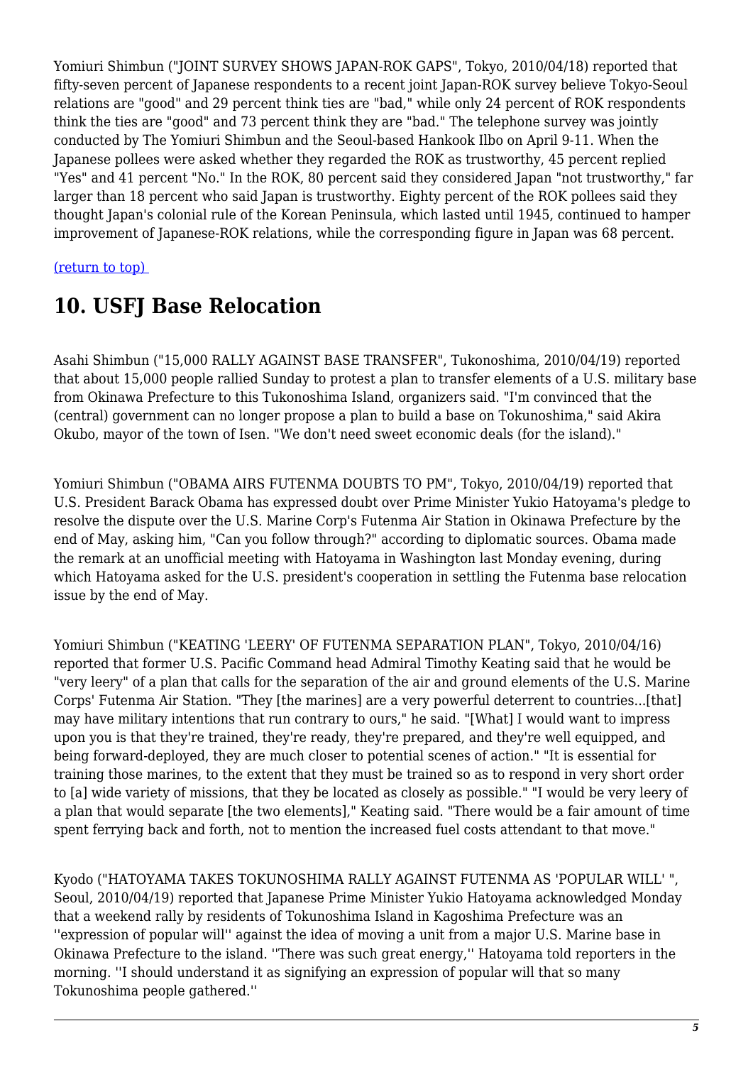Yomiuri Shimbun ("JOINT SURVEY SHOWS JAPAN-ROK GAPS", Tokyo, 2010/04/18) reported that fifty-seven percent of Japanese respondents to a recent joint Japan-ROK survey believe Tokyo-Seoul relations are "good" and 29 percent think ties are "bad," while only 24 percent of ROK respondents think the ties are "good" and 73 percent think they are "bad." The telephone survey was jointly conducted by The Yomiuri Shimbun and the Seoul-based Hankook Ilbo on April 9-11. When the Japanese pollees were asked whether they regarded the ROK as trustworthy, 45 percent replied "Yes" and 41 percent "No." In the ROK, 80 percent said they considered Japan "not trustworthy," far larger than 18 percent who said Japan is trustworthy. Eighty percent of the ROK pollees said they thought Japan's colonial rule of the Korean Peninsula, which lasted until 1945, continued to hamper improvement of Japanese-ROK relations, while the corresponding figure in Japan was 68 percent.

(return to top)

## 10. USFJ Base Relocation

Asahi Shimbun ("15,000 RALLY AGAINST BASE TRANSFER", Tukonoshima, 2010/04/19) reported that about 15,000 people rallied Sunday to protest a plan to transfer elements of a U.S. military base from Okinawa Prefecture to this Tukonoshima Island, organizers said. "I'm convinced that the (central) government can no longer propose a plan to build a base on Tokunoshima," said Akira Okubo, mayor of the town of Isen. "We don't need sweet economic deals (for the island)."

Yomiuri Shimbun ("OBAMA AIRS FUTENMA DOUBTS TO PM", Tokyo, 2010/04/19) reported that U.S. President Barack Obama has expressed doubt over Prime Minister Yukio Hatoyama's pledge to resolve the dispute over the U.S. Marine Corp's Futenma Air Station in Okinawa Prefecture by the end of May, asking him, "Can you follow through?" according to diplomatic sources. Obama made the remark at an unofficial meeting with Hatoyama in Washington last Monday evening, during which Hatoyama asked for the U.S. president's cooperation in settling the Futenma base relocation issue by the end of May.

Yomiuri Shimbun ("KEATING 'LEERY' OF FUTENMA SEPARATION PLAN", Tokyo, 2010/04/16) reported that former U.S. Pacific Command head Admiral Timothy Keating said that he would be "very leery" of a plan that calls for the separation of the air and ground elements of the U.S. Marine Corps' Futenma Air Station. "They [the marines] are a very powerful deterrent to countries...[that] may have military intentions that run contrary to ours," he said. "[What] I would want to impress upon you is that they're trained, they're ready, they're prepared, and they're well equipped, and being forward-deployed, they are much closer to potential scenes of action." "It is essential for training those marines, to the extent that they must be trained so as to respond in very short order to [a] wide variety of missions, that they be located as closely as possible." "I would be very leery of a plan that would separate [the two elements]," Keating said. "There would be a fair amount of time spent ferrying back and forth, not to mention the increased fuel costs attendant to that move."

Kyodo ("HATOYAMA TAKES TOKUNOSHIMA RALLY AGAINST FUTENMA AS 'POPULAR WILL' ", Seoul, 2010/04/19) reported that Japanese Prime Minister Yukio Hatoyama acknowledged Monday that a weekend rally by residents of Tokunoshima Island in Kagoshima Prefecture was an ''expression of popular will'' against the idea of moving a unit from a major U.S. Marine base in Okinawa Prefecture to the island. ''There was such great energy,'' Hatoyama told reporters in the morning. ''I should understand it as signifying an expression of popular will that so many Tokunoshima people gathered.''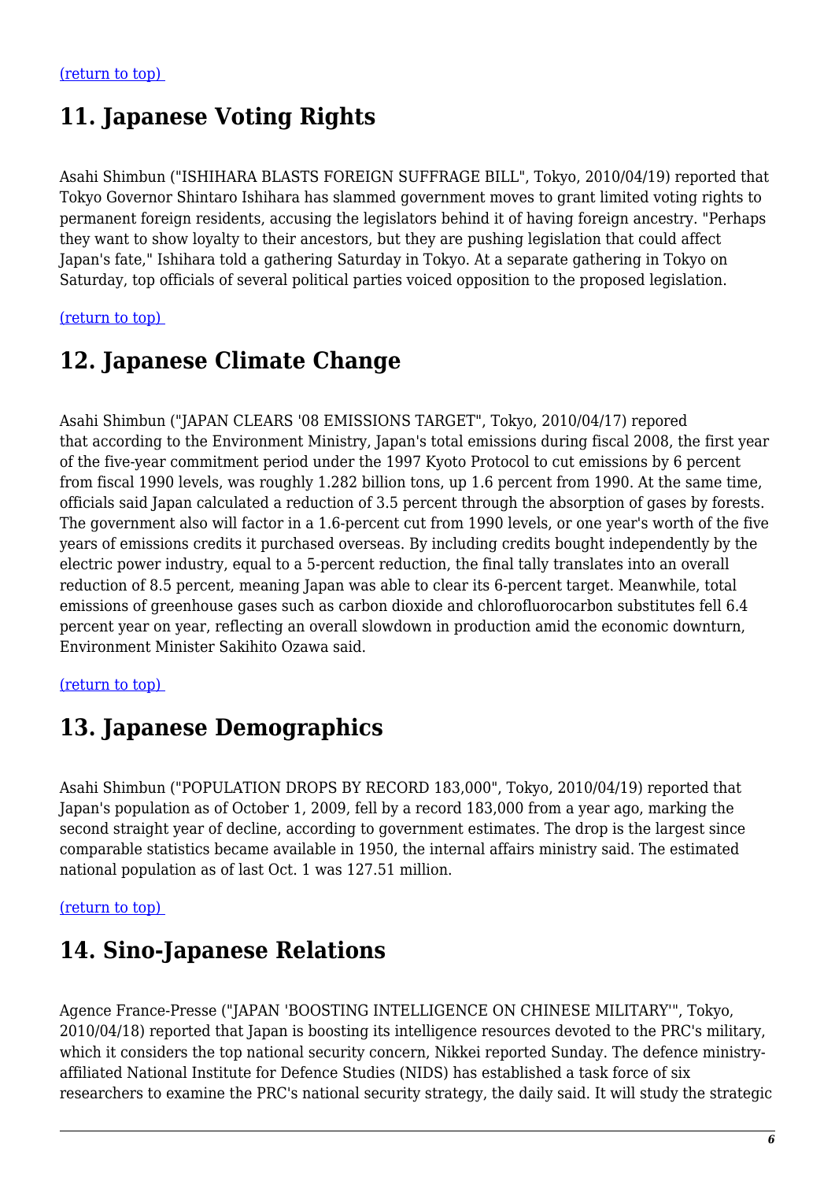[(return to top)](#)

## 11. Japanese Voting Rights

Asahi Shimbun ("ISHIHARA BLASTS FOREIGN SUFFRAGE BILL", Tokyo, 2010/04/19) reported that Tokyo Governor Shintaro Ishihara has slammed government moves to grant limited voting rights to permanent foreign residents, accusing the legislators behind it of having foreign ancestry. "Perhaps they want to show loyalty to their ancestors, but they are pushing legislation that could affect Japan's fate," Ishihara told a gathering Saturday in Tokyo. At a separate gathering in Tokyo on Saturday, top officials of several political parties voiced opposition to the proposed legislation.

[(return to top)](#)

## 12. Japanese Climate Change

Asahi Shimbun ("JAPAN CLEARS '08 EMISSIONS TARGET", Tokyo, 2010/04/17) repored that according to the Environment Ministry, Japan's total emissions during fiscal 2008, the first year of the five-year commitment period under the 1997 Kyoto Protocol to cut emissions by 6 percent from fiscal 1990 levels, was roughly 1.282 billion tons, up 1.6 percent from 1990. At the same time, officials said Japan calculated a reduction of 3.5 percent through the absorption of gases by forests. The government also will factor in a 1.6-percent cut from 1990 levels, or one year's worth of the five years of emissions credits it purchased overseas. By including credits bought independently by the electric power industry, equal to a 5-percent reduction, the final tally translates into an overall reduction of 8.5 percent, meaning Japan was able to clear its 6-percent target. Meanwhile, total emissions of greenhouse gases such as carbon dioxide and chlorofluorocarbon substitutes fell 6.4 percent year on year, reflecting an overall slowdown in production amid the economic downturn, Environment Minister Sakihito Ozawa said.

[(return to top)](#)

## 13. Japanese Demographics

Asahi Shimbun ("POPULATION DROPS BY RECORD 183,000", Tokyo, 2010/04/19) reported that Japan's population as of October 1, 2009, fell by a record 183,000 from a year ago, marking the second straight year of decline, according to government estimates. The drop is the largest since comparable statistics became available in 1950, the internal affairs ministry said. The estimated national population as of last Oct. 1 was 127.51 million.

[(return to top)](#)

## 14. Sino-Japanese Relations

Agence France-Presse ("JAPAN 'BOOSTING INTELLIGENCE ON CHINESE MILITARY'", Tokyo, 2010/04/18) reported that Japan is boosting its intelligence resources devoted to the PRC's military, which it considers the top national security concern, Nikkei reported Sunday. The defence ministry-affiliated National Institute for Defence Studies (NIDS) has established a task force of six researchers to examine the PRC's national security strategy, the daily said. It will study the strategic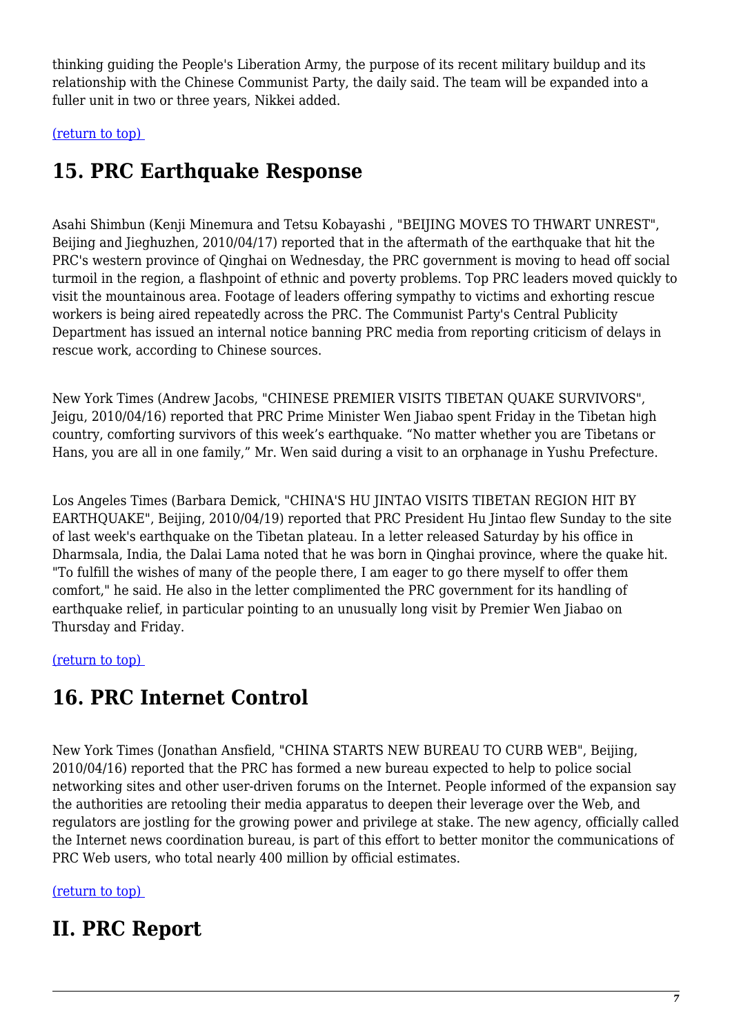thinking guiding the People's Liberation Army, the purpose of its recent military buildup and its relationship with the Chinese Communist Party, the daily said. The team will be expanded into a fuller unit in two or three years, Nikkei added.

(return to top)

## 15. PRC Earthquake Response

Asahi Shimbun (Kenji Minemura and Tetsu Kobayashi , "BEIJING MOVES TO THWART UNREST", Beijing and Jieghuzhen, 2010/04/17) reported that in the aftermath of the earthquake that hit the PRC's western province of Qinghai on Wednesday, the PRC government is moving to head off social turmoil in the region, a flashpoint of ethnic and poverty problems. Top PRC leaders moved quickly to visit the mountainous area. Footage of leaders offering sympathy to victims and exhorting rescue workers is being aired repeatedly across the PRC. The Communist Party's Central Publicity Department has issued an internal notice banning PRC media from reporting criticism of delays in rescue work, according to Chinese sources.

New York Times (Andrew Jacobs, "CHINESE PREMIER VISITS TIBETAN QUAKE SURVIVORS", Jeigu, 2010/04/16) reported that PRC Prime Minister Wen Jiabao spent Friday in the Tibetan high country, comforting survivors of this week's earthquake. "No matter whether you are Tibetans or Hans, you are all in one family," Mr. Wen said during a visit to an orphanage in Yushu Prefecture.

Los Angeles Times (Barbara Demick, "CHINA'S HU JINTAO VISITS TIBETAN REGION HIT BY EARTHQUAKE", Beijing, 2010/04/19) reported that PRC President Hu Jintao flew Sunday to the site of last week's earthquake on the Tibetan plateau. In a letter released Saturday by his office in Dharmsala, India, the Dalai Lama noted that he was born in Qinghai province, where the quake hit. "To fulfill the wishes of many of the people there, I am eager to go there myself to offer them comfort," he said. He also in the letter complimented the PRC government for its handling of earthquake relief, in particular pointing to an unusually long visit by Premier Wen Jiabao on Thursday and Friday.

(return to top)

## 16. PRC Internet Control

New York Times (Jonathan Ansfield, "CHINA STARTS NEW BUREAU TO CURB WEB", Beijing, 2010/04/16) reported that the PRC has formed a new bureau expected to help to police social networking sites and other user-driven forums on the Internet. People informed of the expansion say the authorities are retooling their media apparatus to deepen their leverage over the Web, and regulators are jostling for the growing power and privilege at stake. The new agency, officially called the Internet news coordination bureau, is part of this effort to better monitor the communications of PRC Web users, who total nearly 400 million by official estimates.

(return to top)

# II. PRC Report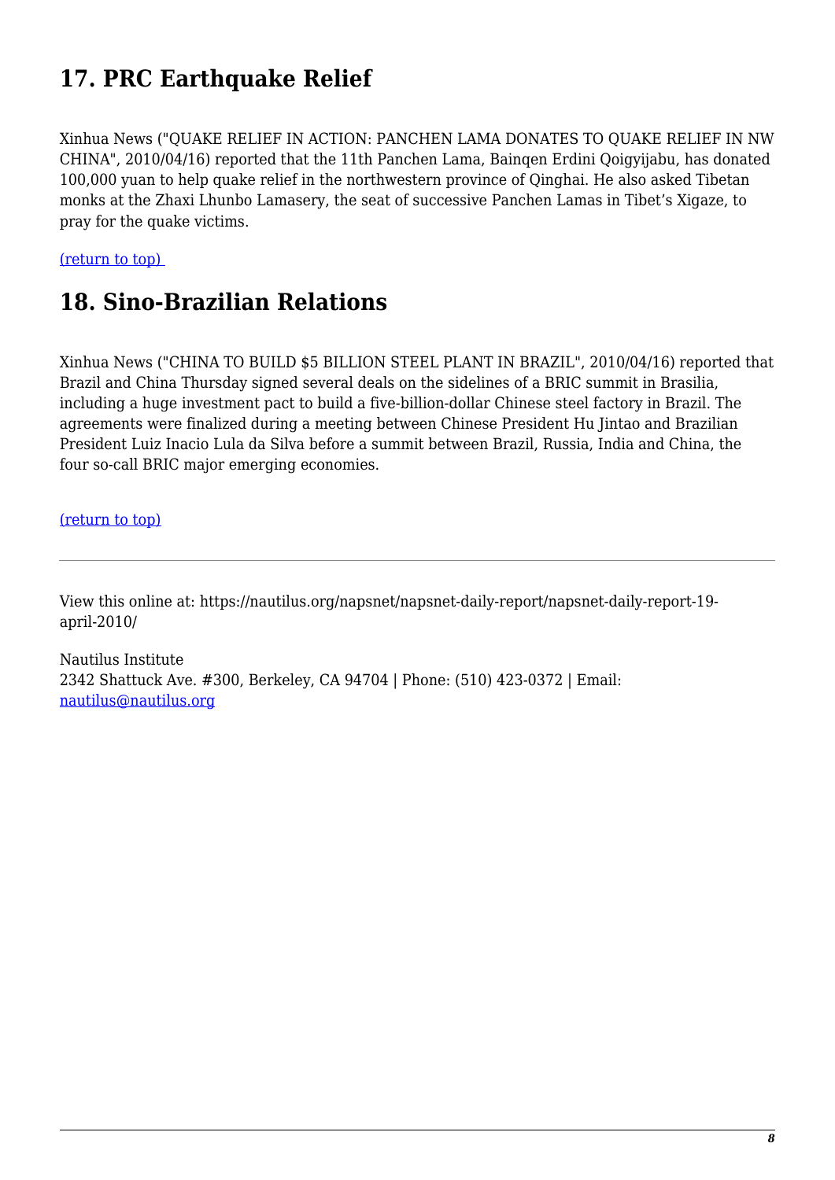## 17. PRC Earthquake Relief

Xinhua News ("QUAKE RELIEF IN ACTION: PANCHEN LAMA DONATES TO QUAKE RELIEF IN NW CHINA", 2010/04/16) reported that the 11th Panchen Lama, Bainqen Erdini Qoigyijabu, has donated 100,000 yuan to help quake relief in the northwestern province of Qinghai. He also asked Tibetan monks at the Zhaxi Lhunbo Lamasery, the seat of successive Panchen Lamas in Tibet's Xigaze, to pray for the quake victims.

(return to top)

## 18. Sino-Brazilian Relations

Xinhua News ("CHINA TO BUILD $5 BILLION STEEL PLANT IN BRAZIL", 2010/04/16) reported that Brazil and China Thursday signed several deals on the sidelines of a BRIC summit in Brasilia, including a huge investment pact to build a five-billion-dollar Chinese steel factory in Brazil. The agreements were finalized during a meeting between Chinese President Hu Jintao and Brazilian President Luiz Inacio Lula da Silva before a summit between Brazil, Russia, India and China, the four so-call BRIC major emerging economies.

(return to top)

---

View this online at: https://nautilus.org/napsnet/napsnet-daily-report/napsnet-daily-report-19-april-2010/

Nautilus Institute
2342 Shattuck Ave. #300, Berkeley, CA 94704 | Phone: (510) 423-0372 | Email: nautilus@nautilus.org